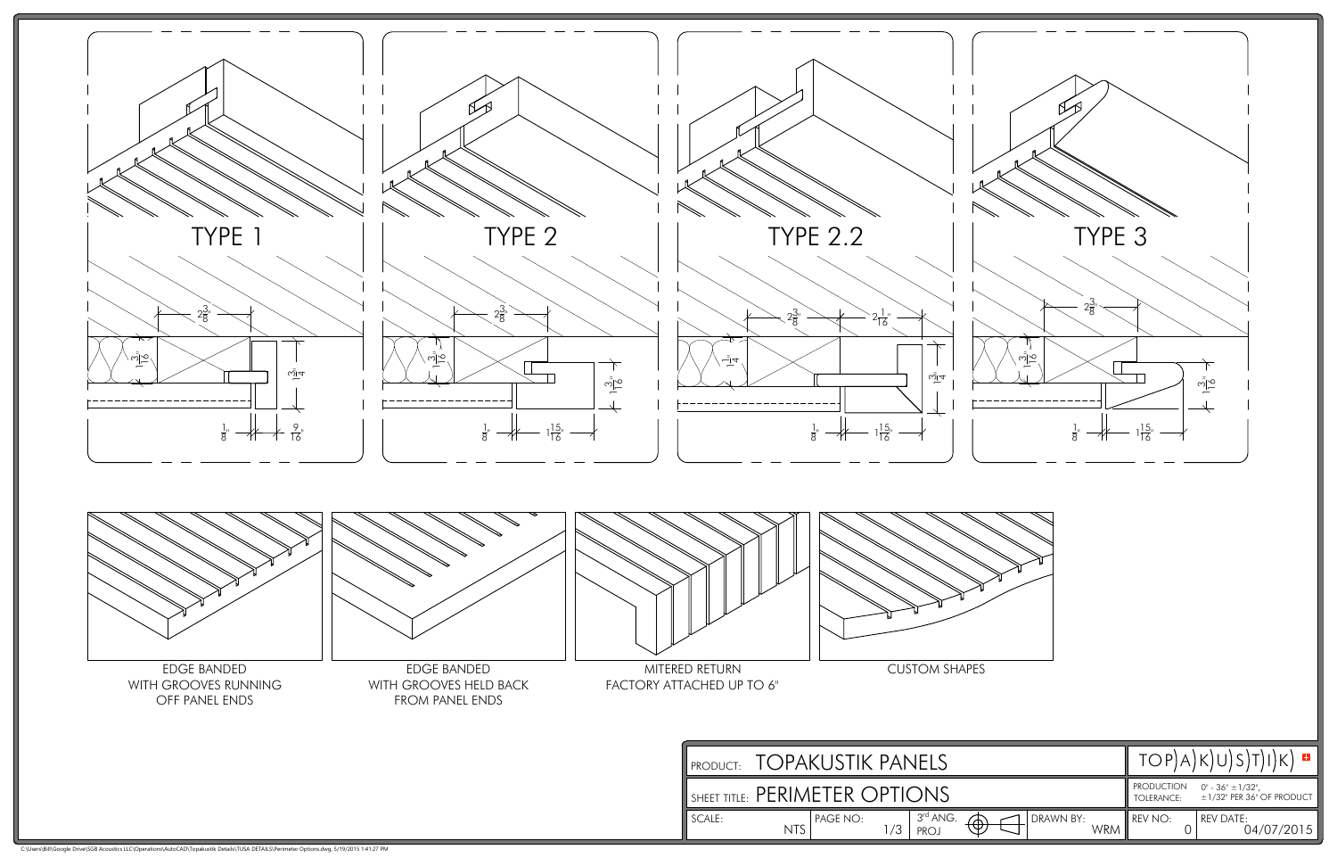## TYPE 1

$2\frac{3}{8}$"

$1\frac{3}{16}$"

$1\frac{3}{4}$"

$\frac{1}{8}$"

$\frac{9}{16}$"

## TYPE 2

$2\frac{3}{8}$"

$1\frac{3}{16}$"

$1\frac{3}{16}$"

$\frac{1}{8}$"

$1\frac{15}{16}$"

## TYPE 2.2

$2\frac{3}{8}$"

$2\frac{1}{16}$"

$1\frac{1}{4}$"

$1\frac{3}{4}$"

$\frac{1}{8}$"

$1\frac{15}{16}$"

## TYPE 3

$2\frac{3}{8}$"

$1\frac{3}{16}$"

$1\frac{3}{16}$"

$\frac{1}{8}$"

$1\frac{15}{16}$"

EDGE BANDED WITH GROOVES RUNNING OFF PANEL ENDS

EDGE BANDED WITH GROOVES HELD BACK FROM PANEL ENDS

MITERED RETURN FACTORY ATTACHED UP TO 6"

CUSTOM SHAPES

| PRODUCT: TOPAKUSTIK PANELS | | | | TOPAKUSTIK | |
|---|---|---|---|---|---|
| SHEET TITLE: PERIMETER OPTIONS | | | | PRODUCTION TOLERANCE: | 0" - 36" ±1/32", ±1/32" PER 36" OF PRODUCT |
| SCALE: NTS | PAGE NO: 1/3 | 3rd ANG. PROJ | DRAWN BY: WRM | REV NO: 0 | REV DATE: 04/07/2015 |

C:\Users\Bill\Google Drive\SGB Acoustics LLC\Operations\AutoCAD\Topakustik Details\TUSA DETAILS\Perimeter Options.dwg, 5/19/2015 1:41:27 PM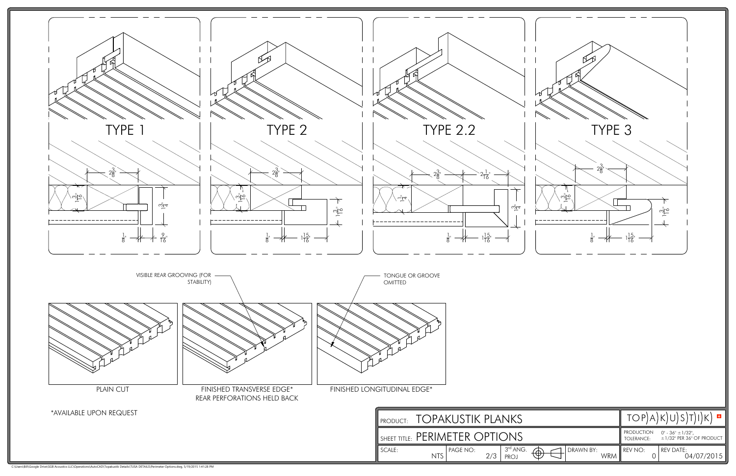## TYPE 1

$2\frac{3}{8}$"

$1\frac{3}{16}$"

$1\frac{3}{4}$"

$\frac{1}{8}$"

$\frac{9}{16}$"

## TYPE 2

$2\frac{3}{8}$"

$1\frac{3}{16}$"

$1\frac{3}{16}$"

$\frac{1}{8}$"

$1\frac{15}{16}$"

## TYPE 2.2

$2\frac{3}{8}$"

$2\frac{1}{16}$"

$1\frac{1}{4}$"

$1\frac{3}{4}$"

$\frac{1}{8}$"

$1\frac{15}{16}$"

## TYPE 3

$2\frac{3}{8}$"

$1\frac{3}{16}$"

$1\frac{3}{16}$"

$\frac{1}{8}$"

$1\frac{15}{16}$"

VISIBLE REAR GROOVING (FOR STABILITY)

TONGUE OR GROOVE OMITTED

PLAIN CUT

FINISHED TRANSVERSE EDGE*
REAR PERFORATIONS HELD BACK

FINISHED LONGITUDINAL EDGE*

*AVAILABLE UPON REQUEST

| PRODUCT: TOPAKUSTIK PLANKS | | | | TOP)A)K)U)S)T)I)K) | |
|---|---|---|---|---|---|
| SHEET TITLE: PERIMETER OPTIONS | | | | PRODUCTION TOLERANCE: | 0" - 36" ±1/32", ±1/32" PER 36" OF PRODUCT |
| SCALE: NTS | PAGE NO: 2/3 | 3rd ANG. PROJ | DRAWN BY: WRM | REV NO: 0 | REV DATE: 04/07/2015 |

C:\Users\Bill\Google Drive\SGB Acoustics LLC\Operations\AutoCAD\Topakustik Details\TUSA DETAILS\Perimeter Options.dwg, 5/19/2015 1:41:28 PM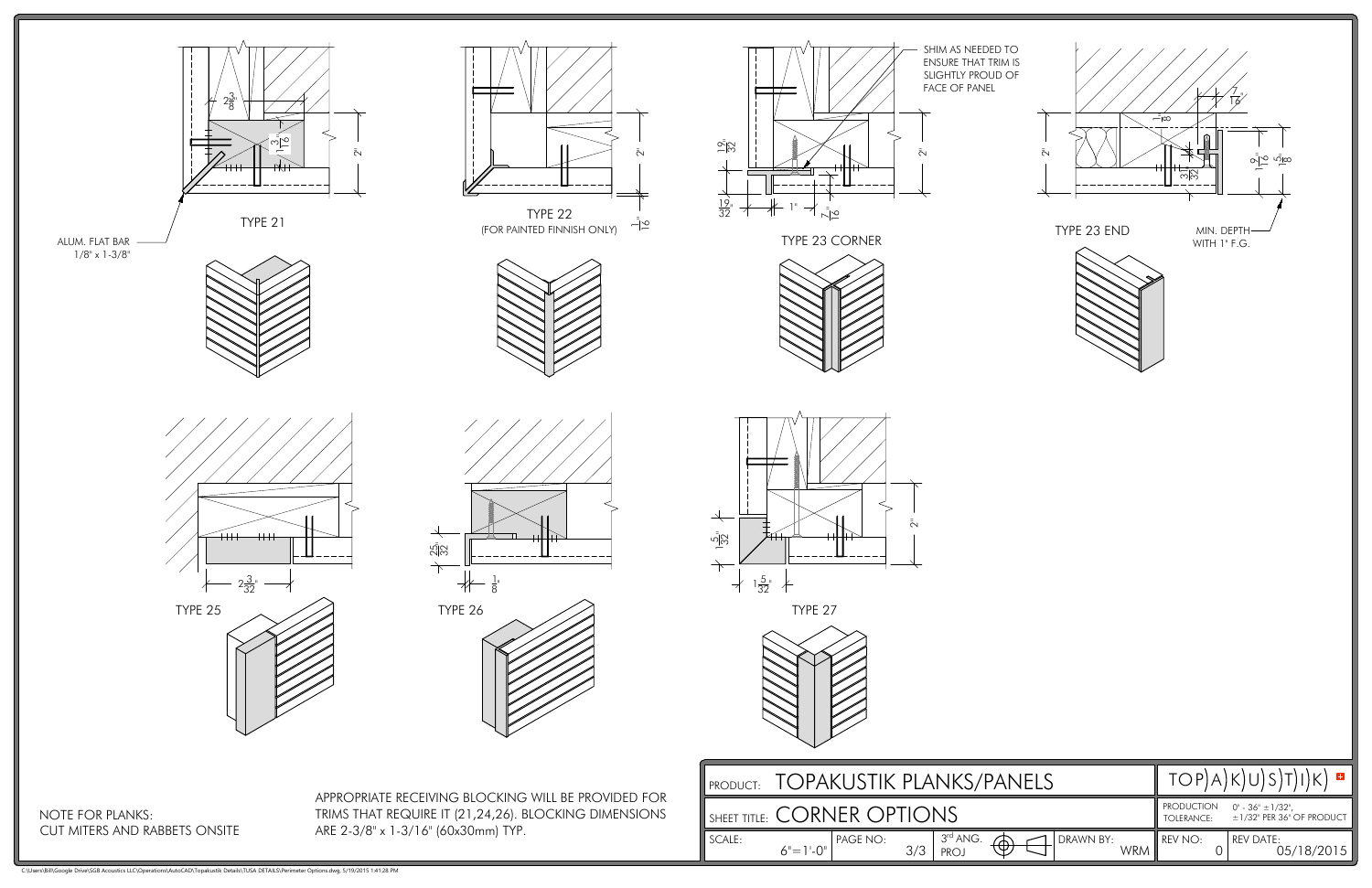TYPE 21

ALUM. FLAT BAR 1/8" x 1-3/8"

$2\frac{3}{8}$"

$1\frac{3}{16}$"

2"

TYPE 22
(FOR PAINTED FINNISH ONLY)

2"

$\frac{1}{16}$"

SHIM AS NEEDED TO ENSURE THAT TRIM IS SLIGHTLY PROUD OF FACE OF PANEL

TYPE 23 CORNER

$\frac{19}{32}$"

$\frac{19}{32}$"

1"

$\frac{7}{16}$"

2"

TYPE 23 END

2"

$\frac{1}{8}$"

$\frac{3}{32}$"

$\frac{7}{16}$"

$1\frac{9}{16}$"

$\frac{5}{8}$"

MIN. DEPTH WITH 1" F.G.

TYPE 25

$2\frac{3}{32}$"

TYPE 26

$\frac{25}{32}$"

$\frac{1}{8}$"

TYPE 27

$1\frac{5}{32}$"

$1\frac{5}{32}$"

2"

NOTE FOR PLANKS:
CUT MITERS AND RABBETS ONSITE

APPROPRIATE RECEIVING BLOCKING WILL BE PROVIDED FOR TRIMS THAT REQUIRE IT (21,24,26). BLOCKING DIMENSIONS ARE 2-3/8" x 1-3/16" (60x30mm) TYP.

| | | | | | |
|---|---|---|---|---|---|
| PRODUCT: TOPAKUSTIK PLANKS/PANELS | | | | TOPAKUSTIK | |
| SHEET TITLE: CORNER OPTIONS | | | | PRODUCTION TOLERANCE: 0" - 36" ±1/32", ±1/32" PER 36" OF PRODUCT | |
| SCALE: 6"=1'-0" | PAGE NO: 3/3 | 3rd ANG. PROJ | DRAWN BY: WRM | REV NO: 0 | REV DATE: 05/18/2015 |

C:\Users\Bill\Google Drive\SGB Acoustics LLC\Operations\AutoCAD\Topakustik Details\TUSA DETAILS\Perimeter Options.dwg, 5/19/2015 1:41:28 PM